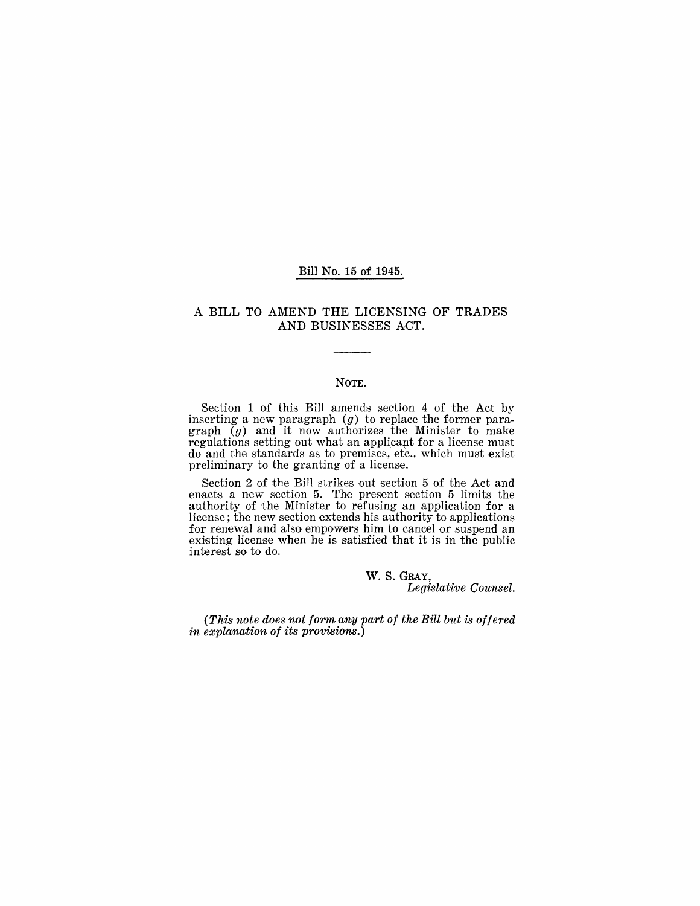Bill No. 15 of 1945.

# A BILL TO AMEND THE LICENSING OF TRADES AND BUSINESSES ACT.

---

## NOTE.

Section 1 of this Bill amends section 4 of the Act by inserting a new paragraph (*g*) to replace the former paragraph (*g*) and it now authorizes the Minister to make regulations setting out what an applicant for a license must do and the standards as to premises, etc., which must exist preliminary to the granting of a license.

Section 2 of the Bill strikes out section 5 of the Act and enacts a new section 5. The present section 5 limits the authority of the Minister to refusing an application for a license; the new section extends his authority to applications for renewal and also empowers him to cancel or suspend an existing license when he is satisfied that it is in the public interest so to do.

W. S. GRAY,
*Legislative Counsel.*

*(This note does not form any part of the Bill but is offered in explanation of its provisions.)*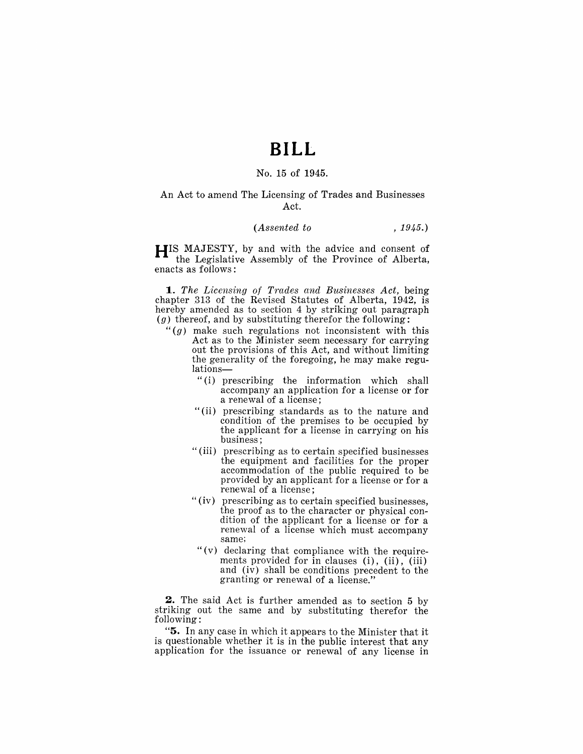# BILL

No. 15 of 1945.

An Act to amend The Licensing of Trades and Businesses Act.

*(Assented to , 1945.)*

HIS MAJESTY, by and with the advice and consent of the Legislative Assembly of the Province of Alberta, enacts as follows:

**1.** *The Licensing of Trades and Businesses Act,* being chapter 313 of the Revised Statutes of Alberta, 1942, is hereby amended as to section 4 by striking out paragraph (*g*) thereof, and by substituting therefor the following:

"(*g*) make such regulations not inconsistent with this Act as to the Minister seem necessary for carrying out the provisions of this Act, and without limiting the generality of the foregoing, he may make regulations—

"(i) prescribing the information which shall accompany an application for a license or for a renewal of a license;

"(ii) prescribing standards as to the nature and condition of the premises to be occupied by the applicant for a license in carrying on his business;

"(iii) prescribing as to certain specified businesses the equipment and facilities for the proper accommodation of the public required to be provided by an applicant for a license or for a renewal of a license;

"(iv) prescribing as to certain specified businesses, the proof as to the character or physical condition of the applicant for a license or for a renewal of a license which must accompany same;

"(v) declaring that compliance with the requirements provided for in clauses (i), (ii), (iii) and (iv) shall be conditions precedent to the granting or renewal of a license."

**2.** The said Act is further amended as to section 5 by striking out the same and by substituting therefor the following:

"**5.** In any case in which it appears to the Minister that it is questionable whether it is in the public interest that any application for the issuance or renewal of any license in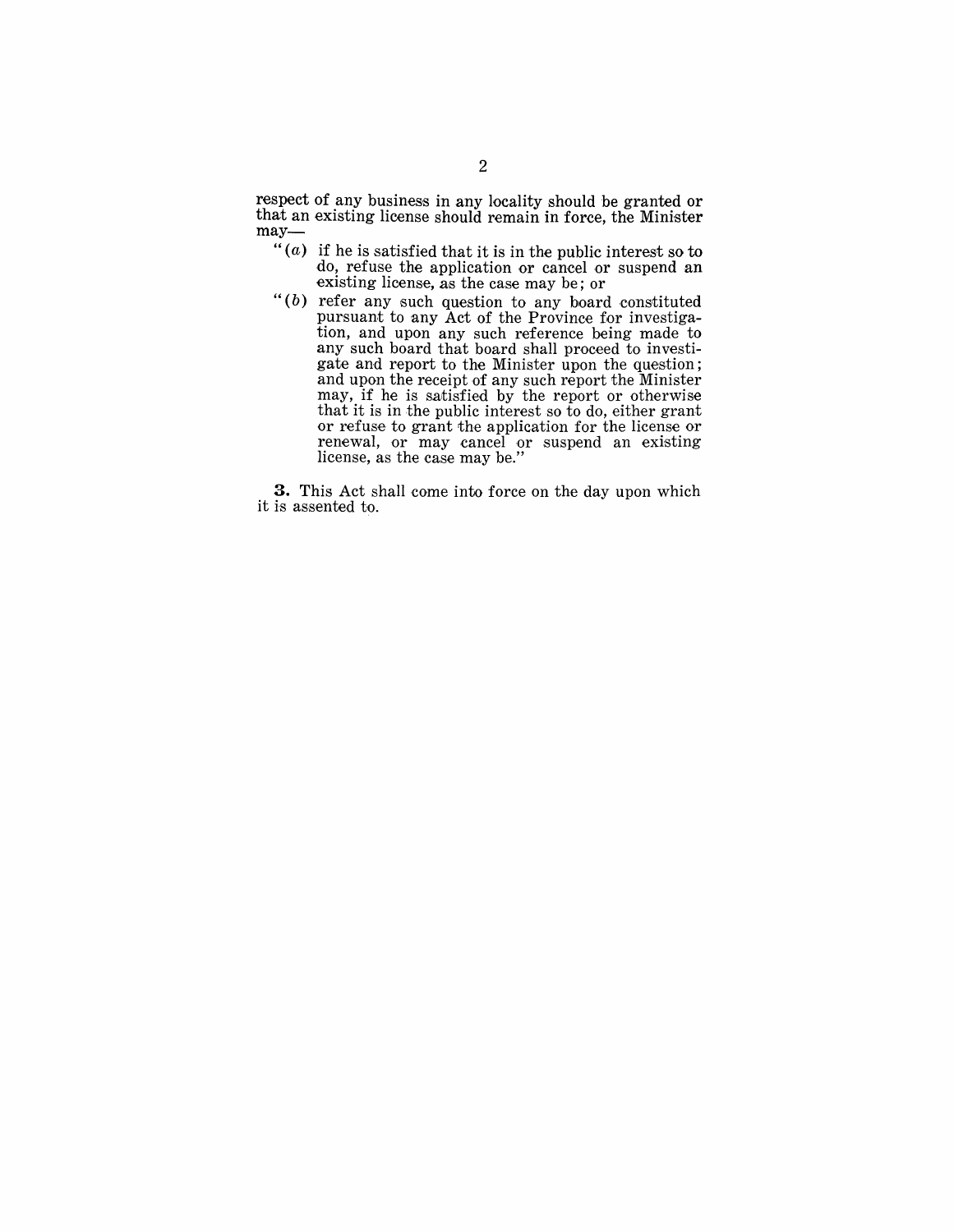respect of any business in any locality should be granted or that an existing license should remain in force, the Minister may—

"(*a*) if he is satisfied that it is in the public interest so to do, refuse the application or cancel or suspend an existing license, as the case may be; or

"(*b*) refer any such question to any board constituted pursuant to any Act of the Province for investigation, and upon any such reference being made to any such board that board shall proceed to investigate and report to the Minister upon the question; and upon the receipt of any such report the Minister may, if he is satisfied by the report or otherwise that it is in the public interest so to do, either grant or refuse to grant the application for the license or renewal, or may cancel or suspend an existing license, as the case may be."

**3.** This Act shall come into force on the day upon which it is assented to.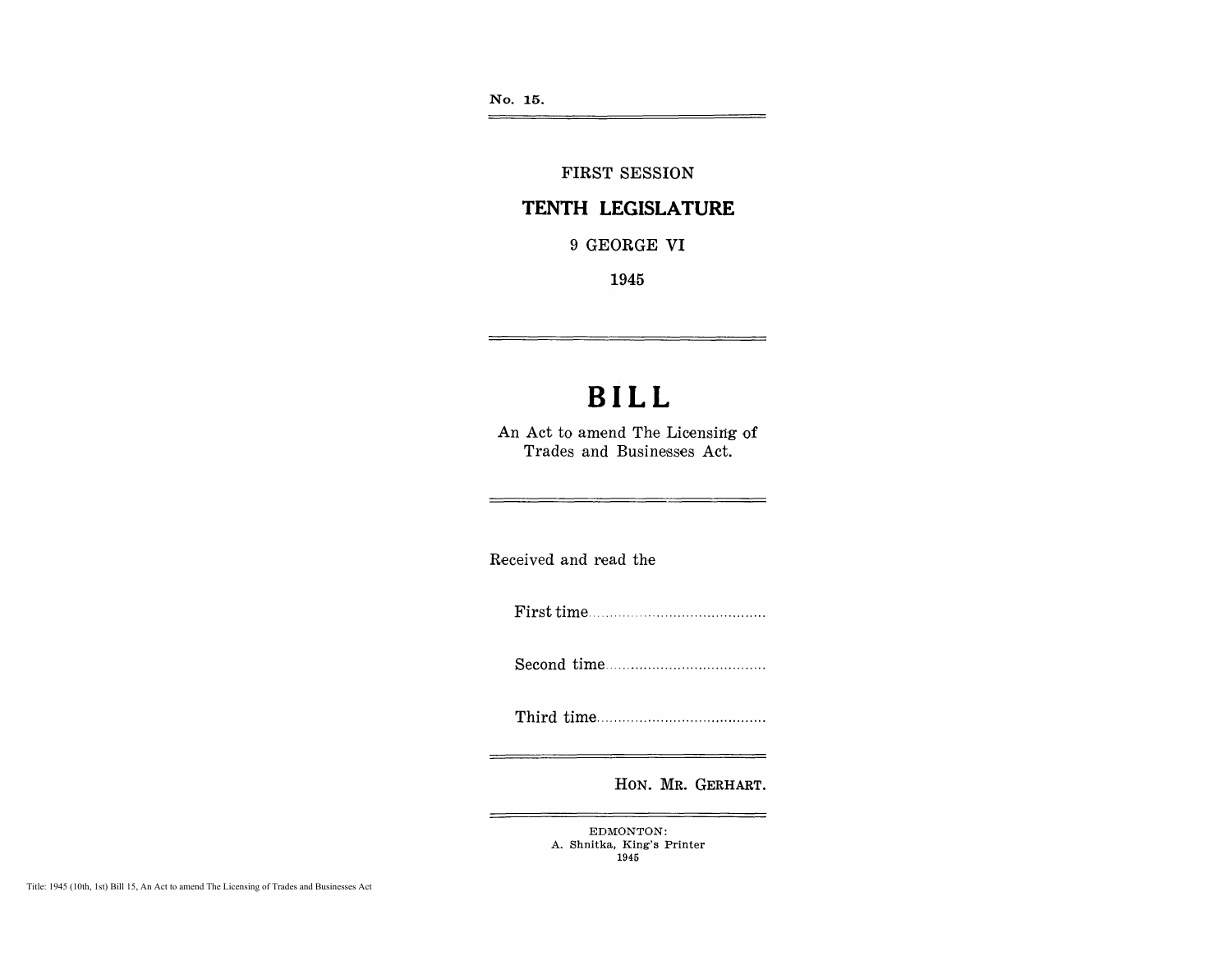No. 15.

FIRST SESSION

## TENTH LEGISLATURE

9 GEORGE VI

1945

# BILL

An Act to amend The Licensing of Trades and Businesses Act.

Received and read the

First time..........................................

Second time......................................

Third time........................................

HON. MR. GERHART.

EDMONTON:
A. Shnitka, King's Printer
1945

Title: 1945 (10th, 1st) Bill 15, An Act to amend The Licensing of Trades and Businesses Act